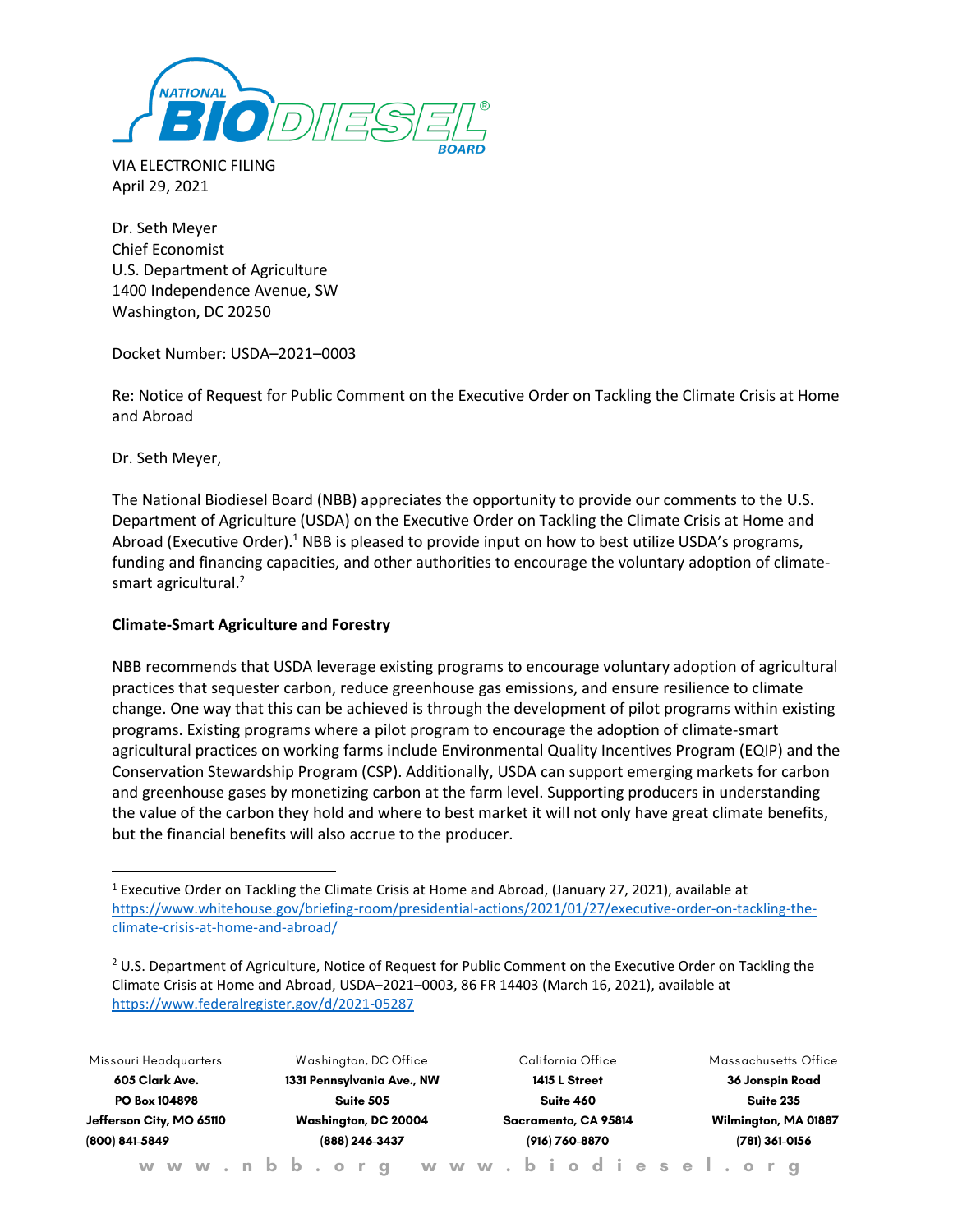VIA ELECTRONIC FILING
April 29, 2021

Dr. Seth Meyer
Chief Economist
U.S. Department of Agriculture
1400 Independence Avenue, SW
Washington, DC 20250

Docket Number: USDA–2021–0003

Re: Notice of Request for Public Comment on the Executive Order on Tackling the Climate Crisis at Home and Abroad

Dr. Seth Meyer,

The National Biodiesel Board (NBB) appreciates the opportunity to provide our comments to the U.S. Department of Agriculture (USDA) on the Executive Order on Tackling the Climate Crisis at Home and Abroad (Executive Order).[1] NBB is pleased to provide input on how to best utilize USDA's programs, funding and financing capacities, and other authorities to encourage the voluntary adoption of climate-smart agricultural.[2]

**Climate-Smart Agriculture and Forestry**

NBB recommends that USDA leverage existing programs to encourage voluntary adoption of agricultural practices that sequester carbon, reduce greenhouse gas emissions, and ensure resilience to climate change. One way that this can be achieved is through the development of pilot programs within existing programs. Existing programs where a pilot program to encourage the adoption of climate-smart agricultural practices on working farms include Environmental Quality Incentives Program (EQIP) and the Conservation Stewardship Program (CSP). Additionally, USDA can support emerging markets for carbon and greenhouse gases by monetizing carbon at the farm level. Supporting producers in understanding the value of the carbon they hold and where to best market it will not only have great climate benefits, but the financial benefits will also accrue to the producer.

---

[1] Executive Order on Tackling the Climate Crisis at Home and Abroad, (January 27, 2021), available at https://www.whitehouse.gov/briefing-room/presidential-actions/2021/01/27/executive-order-on-tackling-the-climate-crisis-at-home-and-abroad/

[2] U.S. Department of Agriculture, Notice of Request for Public Comment on the Executive Order on Tackling the Climate Crisis at Home and Abroad, USDA–2021–0003, 86 FR 14403 (March 16, 2021), available at https://www.federalregister.gov/d/2021-05287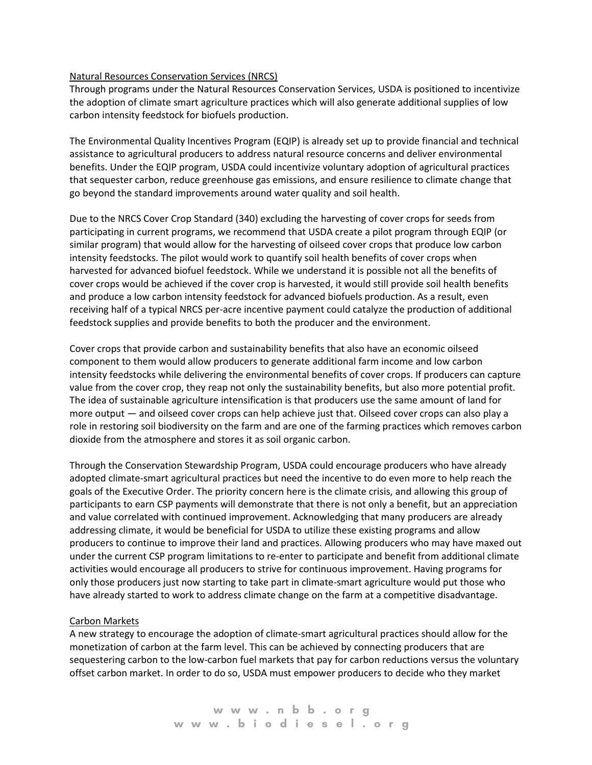<u>Natural Resources Conservation Services (NRCS)</u>

Through programs under the Natural Resources Conservation Services, USDA is positioned to incentivize the adoption of climate smart agriculture practices which will also generate additional supplies of low carbon intensity feedstock for biofuels production.

The Environmental Quality Incentives Program (EQIP) is already set up to provide financial and technical assistance to agricultural producers to address natural resource concerns and deliver environmental benefits. Under the EQIP program, USDA could incentivize voluntary adoption of agricultural practices that sequester carbon, reduce greenhouse gas emissions, and ensure resilience to climate change that go beyond the standard improvements around water quality and soil health.

Due to the NRCS Cover Crop Standard (340) excluding the harvesting of cover crops for seeds from participating in current programs, we recommend that USDA create a pilot program through EQIP (or similar program) that would allow for the harvesting of oilseed cover crops that produce low carbon intensity feedstocks. The pilot would work to quantify soil health benefits of cover crops when harvested for advanced biofuel feedstock. While we understand it is possible not all the benefits of cover crops would be achieved if the cover crop is harvested, it would still provide soil health benefits and produce a low carbon intensity feedstock for advanced biofuels production. As a result, even receiving half of a typical NRCS per-acre incentive payment could catalyze the production of additional feedstock supplies and provide benefits to both the producer and the environment.

Cover crops that provide carbon and sustainability benefits that also have an economic oilseed component to them would allow producers to generate additional farm income and low carbon intensity feedstocks while delivering the environmental benefits of cover crops. If producers can capture value from the cover crop, they reap not only the sustainability benefits, but also more potential profit. The idea of sustainable agriculture intensification is that producers use the same amount of land for more output — and oilseed cover crops can help achieve just that. Oilseed cover crops can also play a role in restoring soil biodiversity on the farm and are one of the farming practices which removes carbon dioxide from the atmosphere and stores it as soil organic carbon.

Through the Conservation Stewardship Program, USDA could encourage producers who have already adopted climate-smart agricultural practices but need the incentive to do even more to help reach the goals of the Executive Order. The priority concern here is the climate crisis, and allowing this group of participants to earn CSP payments will demonstrate that there is not only a benefit, but an appreciation and value correlated with continued improvement. Acknowledging that many producers are already addressing climate, it would be beneficial for USDA to utilize these existing programs and allow producers to continue to improve their land and practices. Allowing producers who may have maxed out under the current CSP program limitations to re-enter to participate and benefit from additional climate activities would encourage all producers to strive for continuous improvement. Having programs for only those producers just now starting to take part in climate-smart agriculture would put those who have already started to work to address climate change on the farm at a competitive disadvantage.

<u>Carbon Markets</u>

A new strategy to encourage the adoption of climate-smart agricultural practices should allow for the monetization of carbon at the farm level. This can be achieved by connecting producers that are sequestering carbon to the low-carbon fuel markets that pay for carbon reductions versus the voluntary offset carbon market. In order to do so, USDA must empower producers to decide who they market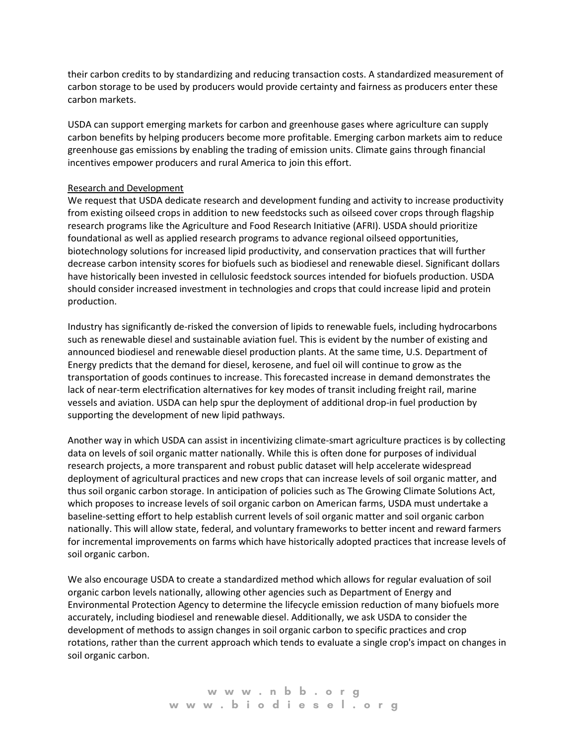their carbon credits to by standardizing and reducing transaction costs. A standardized measurement of carbon storage to be used by producers would provide certainty and fairness as producers enter these carbon markets.

USDA can support emerging markets for carbon and greenhouse gases where agriculture can supply carbon benefits by helping producers become more profitable. Emerging carbon markets aim to reduce greenhouse gas emissions by enabling the trading of emission units. Climate gains through financial incentives empower producers and rural America to join this effort.

### Research and Development

We request that USDA dedicate research and development funding and activity to increase productivity from existing oilseed crops in addition to new feedstocks such as oilseed cover crops through flagship research programs like the Agriculture and Food Research Initiative (AFRI). USDA should prioritize foundational as well as applied research programs to advance regional oilseed opportunities, biotechnology solutions for increased lipid productivity, and conservation practices that will further decrease carbon intensity scores for biofuels such as biodiesel and renewable diesel. Significant dollars have historically been invested in cellulosic feedstock sources intended for biofuels production. USDA should consider increased investment in technologies and crops that could increase lipid and protein production.

Industry has significantly de-risked the conversion of lipids to renewable fuels, including hydrocarbons such as renewable diesel and sustainable aviation fuel. This is evident by the number of existing and announced biodiesel and renewable diesel production plants. At the same time, U.S. Department of Energy predicts that the demand for diesel, kerosene, and fuel oil will continue to grow as the transportation of goods continues to increase. This forecasted increase in demand demonstrates the lack of near-term electrification alternatives for key modes of transit including freight rail, marine vessels and aviation. USDA can help spur the deployment of additional drop-in fuel production by supporting the development of new lipid pathways.

Another way in which USDA can assist in incentivizing climate-smart agriculture practices is by collecting data on levels of soil organic matter nationally. While this is often done for purposes of individual research projects, a more transparent and robust public dataset will help accelerate widespread deployment of agricultural practices and new crops that can increase levels of soil organic matter, and thus soil organic carbon storage. In anticipation of policies such as The Growing Climate Solutions Act, which proposes to increase levels of soil organic carbon on American farms, USDA must undertake a baseline-setting effort to help establish current levels of soil organic matter and soil organic carbon nationally. This will allow state, federal, and voluntary frameworks to better incent and reward farmers for incremental improvements on farms which have historically adopted practices that increase levels of soil organic carbon.

We also encourage USDA to create a standardized method which allows for regular evaluation of soil organic carbon levels nationally, allowing other agencies such as Department of Energy and Environmental Protection Agency to determine the lifecycle emission reduction of many biofuels more accurately, including biodiesel and renewable diesel. Additionally, we ask USDA to consider the development of methods to assign changes in soil organic carbon to specific practices and crop rotations, rather than the current approach which tends to evaluate a single crop's impact on changes in soil organic carbon.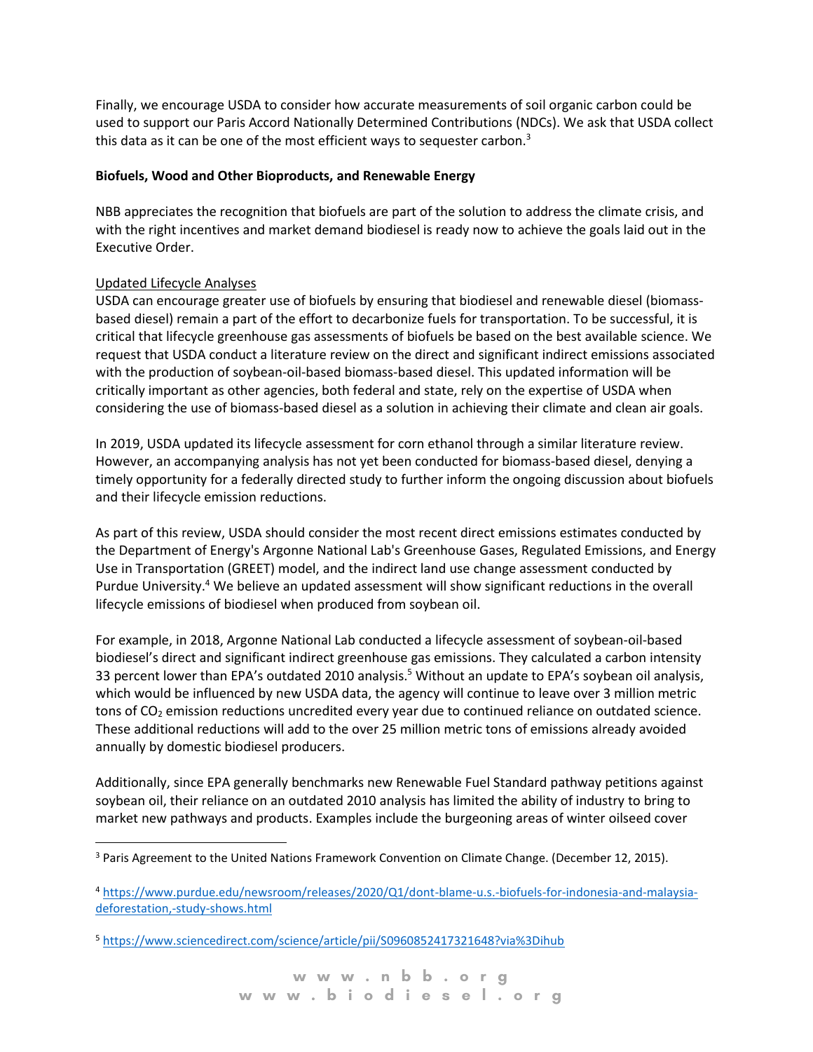Finally, we encourage USDA to consider how accurate measurements of soil organic carbon could be used to support our Paris Accord Nationally Determined Contributions (NDCs). We ask that USDA collect this data as it can be one of the most efficient ways to sequester carbon.[3]

**Biofuels, Wood and Other Bioproducts, and Renewable Energy**

NBB appreciates the recognition that biofuels are part of the solution to address the climate crisis, and with the right incentives and market demand biodiesel is ready now to achieve the goals laid out in the Executive Order.

Updated Lifecycle Analyses

USDA can encourage greater use of biofuels by ensuring that biodiesel and renewable diesel (biomass-based diesel) remain a part of the effort to decarbonize fuels for transportation. To be successful, it is critical that lifecycle greenhouse gas assessments of biofuels be based on the best available science. We request that USDA conduct a literature review on the direct and significant indirect emissions associated with the production of soybean-oil-based biomass-based diesel. This updated information will be critically important as other agencies, both federal and state, rely on the expertise of USDA when considering the use of biomass-based diesel as a solution in achieving their climate and clean air goals.

In 2019, USDA updated its lifecycle assessment for corn ethanol through a similar literature review. However, an accompanying analysis has not yet been conducted for biomass-based diesel, denying a timely opportunity for a federally directed study to further inform the ongoing discussion about biofuels and their lifecycle emission reductions.

As part of this review, USDA should consider the most recent direct emissions estimates conducted by the Department of Energy's Argonne National Lab's Greenhouse Gases, Regulated Emissions, and Energy Use in Transportation (GREET) model, and the indirect land use change assessment conducted by Purdue University.[4] We believe an updated assessment will show significant reductions in the overall lifecycle emissions of biodiesel when produced from soybean oil.

For example, in 2018, Argonne National Lab conducted a lifecycle assessment of soybean-oil-based biodiesel's direct and significant indirect greenhouse gas emissions. They calculated a carbon intensity 33 percent lower than EPA's outdated 2010 analysis.[5] Without an update to EPA's soybean oil analysis, which would be influenced by new USDA data, the agency will continue to leave over 3 million metric tons of $CO_2$ emission reductions uncredited every year due to continued reliance on outdated science. These additional reductions will add to the over 25 million metric tons of emissions already avoided annually by domestic biodiesel producers.

Additionally, since EPA generally benchmarks new Renewable Fuel Standard pathway petitions against soybean oil, their reliance on an outdated 2010 analysis has limited the ability of industry to bring to market new pathways and products. Examples include the burgeoning areas of winter oilseed cover

---

[3] Paris Agreement to the United Nations Framework Convention on Climate Change. (December 12, 2015).

[4] https://www.purdue.edu/newsroom/releases/2020/Q1/dont-blame-u.s.-biofuels-for-indonesia-and-malaysia-deforestation,-study-shows.html

[5] https://www.sciencedirect.com/science/article/pii/S0960852417321648?via%3Dihub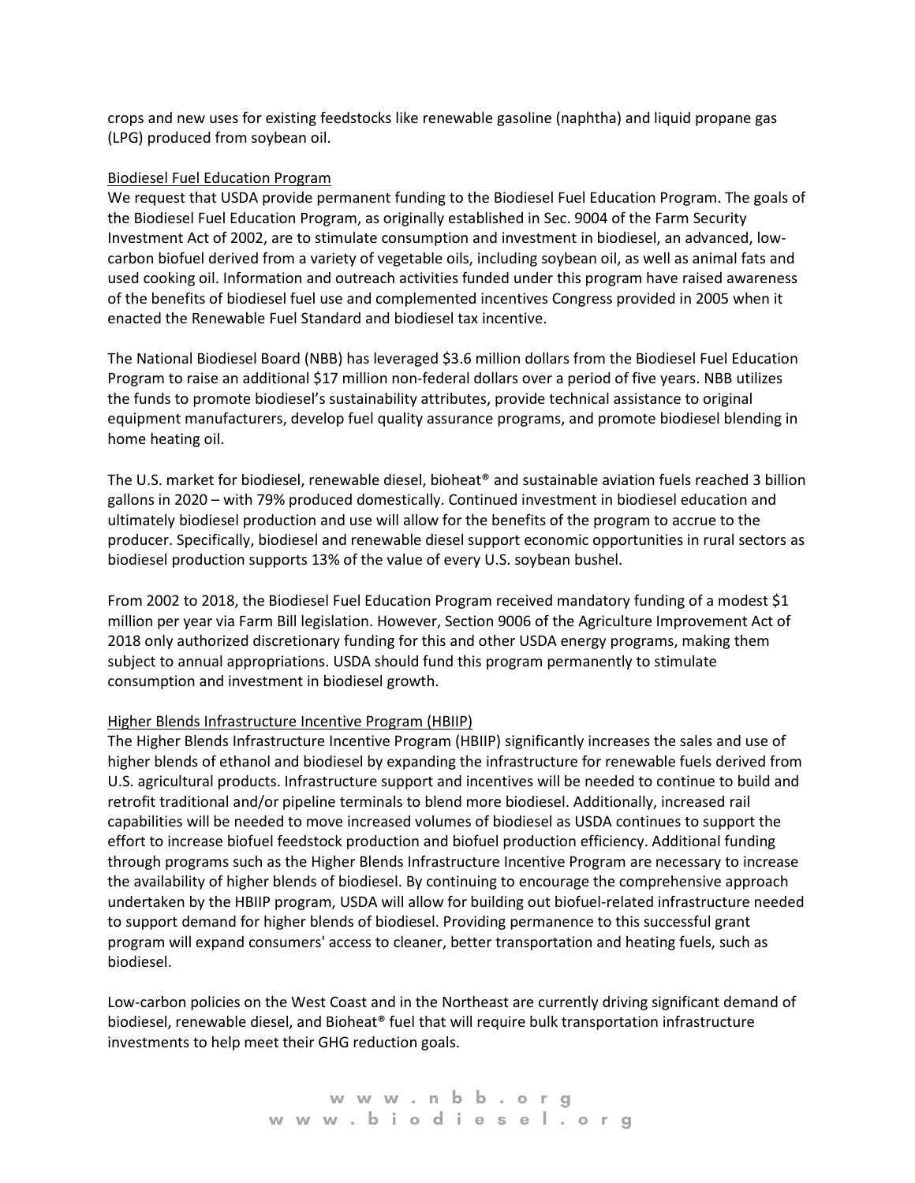crops and new uses for existing feedstocks like renewable gasoline (naphtha) and liquid propane gas (LPG) produced from soybean oil.

### Biodiesel Fuel Education Program

We request that USDA provide permanent funding to the Biodiesel Fuel Education Program. The goals of the Biodiesel Fuel Education Program, as originally established in Sec. 9004 of the Farm Security Investment Act of 2002, are to stimulate consumption and investment in biodiesel, an advanced, low-carbon biofuel derived from a variety of vegetable oils, including soybean oil, as well as animal fats and used cooking oil. Information and outreach activities funded under this program have raised awareness of the benefits of biodiesel fuel use and complemented incentives Congress provided in 2005 when it enacted the Renewable Fuel Standard and biodiesel tax incentive.

The National Biodiesel Board (NBB) has leveraged $3.6 million dollars from the Biodiesel Fuel Education Program to raise an additional $17 million non-federal dollars over a period of five years. NBB utilizes the funds to promote biodiesel's sustainability attributes, provide technical assistance to original equipment manufacturers, develop fuel quality assurance programs, and promote biodiesel blending in home heating oil.

The U.S. market for biodiesel, renewable diesel, bioheat® and sustainable aviation fuels reached 3 billion gallons in 2020 – with 79% produced domestically. Continued investment in biodiesel education and ultimately biodiesel production and use will allow for the benefits of the program to accrue to the producer. Specifically, biodiesel and renewable diesel support economic opportunities in rural sectors as biodiesel production supports 13% of the value of every U.S. soybean bushel.

From 2002 to 2018, the Biodiesel Fuel Education Program received mandatory funding of a modest $1 million per year via Farm Bill legislation. However, Section 9006 of the Agriculture Improvement Act of 2018 only authorized discretionary funding for this and other USDA energy programs, making them subject to annual appropriations. USDA should fund this program permanently to stimulate consumption and investment in biodiesel growth.

### Higher Blends Infrastructure Incentive Program (HBIIP)

The Higher Blends Infrastructure Incentive Program (HBIIP) significantly increases the sales and use of higher blends of ethanol and biodiesel by expanding the infrastructure for renewable fuels derived from U.S. agricultural products. Infrastructure support and incentives will be needed to continue to build and retrofit traditional and/or pipeline terminals to blend more biodiesel. Additionally, increased rail capabilities will be needed to move increased volumes of biodiesel as USDA continues to support the effort to increase biofuel feedstock production and biofuel production efficiency. Additional funding through programs such as the Higher Blends Infrastructure Incentive Program are necessary to increase the availability of higher blends of biodiesel. By continuing to encourage the comprehensive approach undertaken by the HBIIP program, USDA will allow for building out biofuel-related infrastructure needed to support demand for higher blends of biodiesel. Providing permanence to this successful grant program will expand consumers' access to cleaner, better transportation and heating fuels, such as biodiesel.

Low-carbon policies on the West Coast and in the Northeast are currently driving significant demand of biodiesel, renewable diesel, and Bioheat® fuel that will require bulk transportation infrastructure investments to help meet their GHG reduction goals.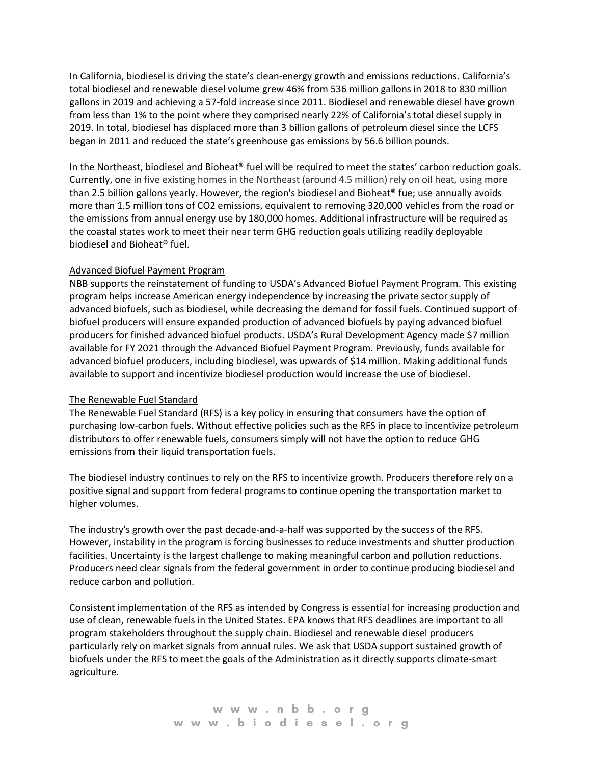In California, biodiesel is driving the state's clean-energy growth and emissions reductions. California's total biodiesel and renewable diesel volume grew 46% from 536 million gallons in 2018 to 830 million gallons in 2019 and achieving a 57-fold increase since 2011. Biodiesel and renewable diesel have grown from less than 1% to the point where they comprised nearly 22% of California's total diesel supply in 2019. In total, biodiesel has displaced more than 3 billion gallons of petroleum diesel since the LCFS began in 2011 and reduced the state's greenhouse gas emissions by 56.6 billion pounds.

In the Northeast, biodiesel and Bioheat® fuel will be required to meet the states' carbon reduction goals. Currently, one in five existing homes in the Northeast (around 4.5 million) rely on oil heat, using more than 2.5 billion gallons yearly. However, the region's biodiesel and Bioheat® fue; use annually avoids more than 1.5 million tons of $CO_2$ emissions, equivalent to removing 320,000 vehicles from the road or the emissions from annual energy use by 180,000 homes. Additional infrastructure will be required as the coastal states work to meet their near term GHG reduction goals utilizing readily deployable biodiesel and Bioheat® fuel.

## Advanced Biofuel Payment Program

NBB supports the reinstatement of funding to USDA's Advanced Biofuel Payment Program. This existing program helps increase American energy independence by increasing the private sector supply of advanced biofuels, such as biodiesel, while decreasing the demand for fossil fuels. Continued support of biofuel producers will ensure expanded production of advanced biofuels by paying advanced biofuel producers for finished advanced biofuel products. USDA's Rural Development Agency made $7 million available for FY 2021 through the Advanced Biofuel Payment Program. Previously, funds available for advanced biofuel producers, including biodiesel, was upwards of $14 million. Making additional funds available to support and incentivize biodiesel production would increase the use of biodiesel.

## The Renewable Fuel Standard

The Renewable Fuel Standard (RFS) is a key policy in ensuring that consumers have the option of purchasing low-carbon fuels. Without effective policies such as the RFS in place to incentivize petroleum distributors to offer renewable fuels, consumers simply will not have the option to reduce GHG emissions from their liquid transportation fuels.

The biodiesel industry continues to rely on the RFS to incentivize growth. Producers therefore rely on a positive signal and support from federal programs to continue opening the transportation market to higher volumes.

The industry's growth over the past decade-and-a-half was supported by the success of the RFS. However, instability in the program is forcing businesses to reduce investments and shutter production facilities. Uncertainty is the largest challenge to making meaningful carbon and pollution reductions. Producers need clear signals from the federal government in order to continue producing biodiesel and reduce carbon and pollution.

Consistent implementation of the RFS as intended by Congress is essential for increasing production and use of clean, renewable fuels in the United States. EPA knows that RFS deadlines are important to all program stakeholders throughout the supply chain. Biodiesel and renewable diesel producers particularly rely on market signals from annual rules. We ask that USDA support sustained growth of biofuels under the RFS to meet the goals of the Administration as it directly supports climate-smart agriculture.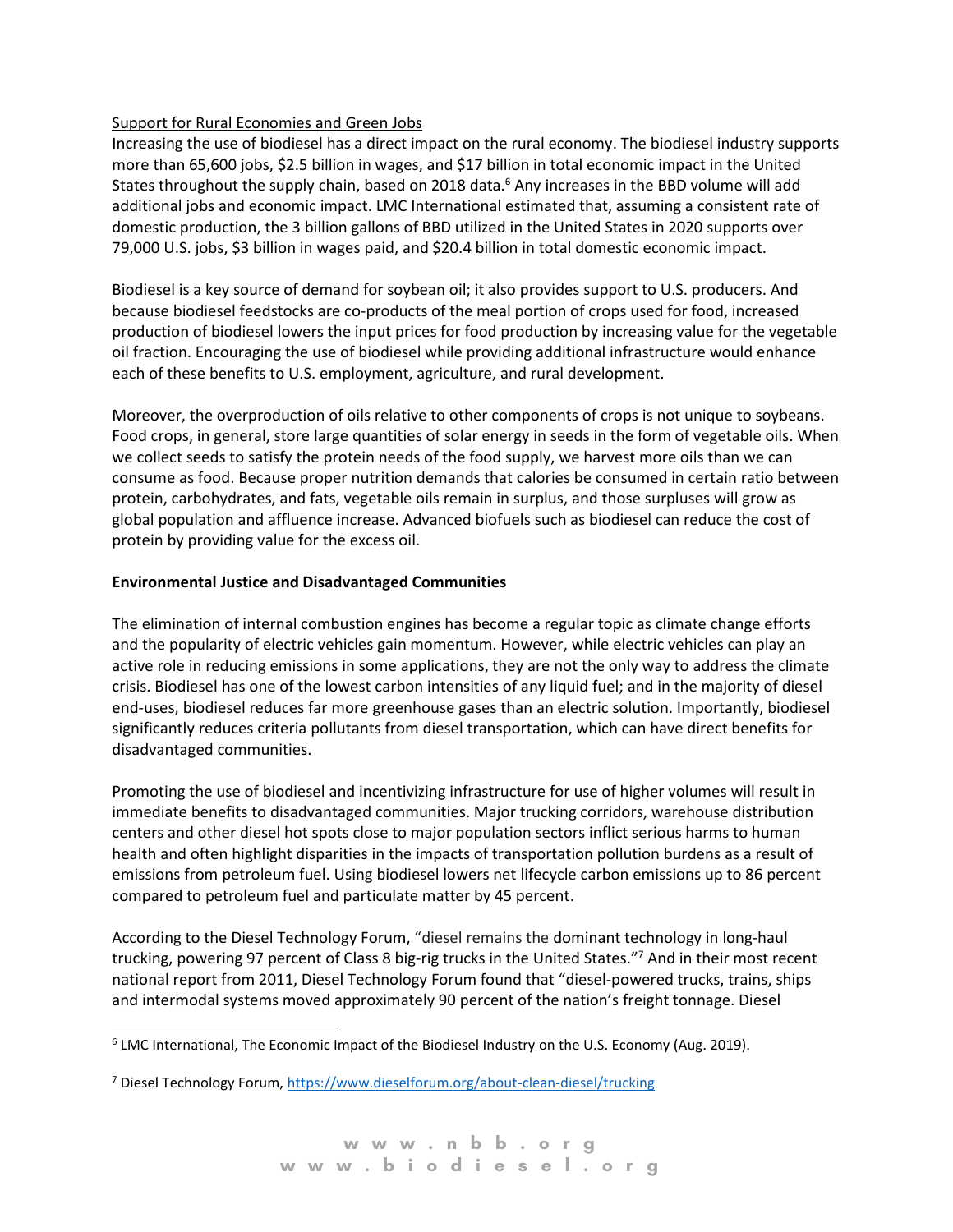Support for Rural Economies and Green Jobs

Increasing the use of biodiesel has a direct impact on the rural economy. The biodiesel industry supports more than 65,600 jobs, $2.5 billion in wages, and $17 billion in total economic impact in the United States throughout the supply chain, based on 2018 data.[6] Any increases in the BBD volume will add additional jobs and economic impact. LMC International estimated that, assuming a consistent rate of domestic production, the 3 billion gallons of BBD utilized in the United States in 2020 supports over 79,000 U.S. jobs, $3 billion in wages paid, and $20.4 billion in total domestic economic impact.

Biodiesel is a key source of demand for soybean oil; it also provides support to U.S. producers. And because biodiesel feedstocks are co-products of the meal portion of crops used for food, increased production of biodiesel lowers the input prices for food production by increasing value for the vegetable oil fraction. Encouraging the use of biodiesel while providing additional infrastructure would enhance each of these benefits to U.S. employment, agriculture, and rural development.

Moreover, the overproduction of oils relative to other components of crops is not unique to soybeans. Food crops, in general, store large quantities of solar energy in seeds in the form of vegetable oils. When we collect seeds to satisfy the protein needs of the food supply, we harvest more oils than we can consume as food. Because proper nutrition demands that calories be consumed in certain ratio between protein, carbohydrates, and fats, vegetable oils remain in surplus, and those surpluses will grow as global population and affluence increase. Advanced biofuels such as biodiesel can reduce the cost of protein by providing value for the excess oil.

**Environmental Justice and Disadvantaged Communities**

The elimination of internal combustion engines has become a regular topic as climate change efforts and the popularity of electric vehicles gain momentum. However, while electric vehicles can play an active role in reducing emissions in some applications, they are not the only way to address the climate crisis. Biodiesel has one of the lowest carbon intensities of any liquid fuel; and in the majority of diesel end-uses, biodiesel reduces far more greenhouse gases than an electric solution. Importantly, biodiesel significantly reduces criteria pollutants from diesel transportation, which can have direct benefits for disadvantaged communities.

Promoting the use of biodiesel and incentivizing infrastructure for use of higher volumes will result in immediate benefits to disadvantaged communities. Major trucking corridors, warehouse distribution centers and other diesel hot spots close to major population sectors inflict serious harms to human health and often highlight disparities in the impacts of transportation pollution burdens as a result of emissions from petroleum fuel. Using biodiesel lowers net lifecycle carbon emissions up to 86 percent compared to petroleum fuel and particulate matter by 45 percent.

According to the Diesel Technology Forum, "diesel remains the dominant technology in long-haul trucking, powering 97 percent of Class 8 big-rig trucks in the United States."[7] And in their most recent national report from 2011, Diesel Technology Forum found that "diesel-powered trucks, trains, ships and intermodal systems moved approximately 90 percent of the nation's freight tonnage. Diesel

---

[6] LMC International, The Economic Impact of the Biodiesel Industry on the U.S. Economy (Aug. 2019).

[7] Diesel Technology Forum, https://www.dieselforum.org/about-clean-diesel/trucking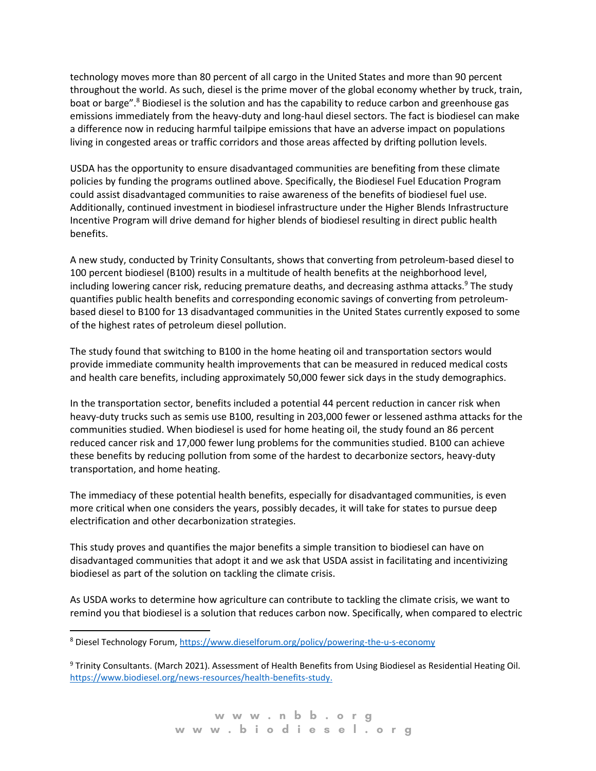technology moves more than 80 percent of all cargo in the United States and more than 90 percent throughout the world. As such, diesel is the prime mover of the global economy whether by truck, train, boat or barge".[8] Biodiesel is the solution and has the capability to reduce carbon and greenhouse gas emissions immediately from the heavy-duty and long-haul diesel sectors. The fact is biodiesel can make a difference now in reducing harmful tailpipe emissions that have an adverse impact on populations living in congested areas or traffic corridors and those areas affected by drifting pollution levels.

USDA has the opportunity to ensure disadvantaged communities are benefiting from these climate policies by funding the programs outlined above. Specifically, the Biodiesel Fuel Education Program could assist disadvantaged communities to raise awareness of the benefits of biodiesel fuel use. Additionally, continued investment in biodiesel infrastructure under the Higher Blends Infrastructure Incentive Program will drive demand for higher blends of biodiesel resulting in direct public health benefits.

A new study, conducted by Trinity Consultants, shows that converting from petroleum-based diesel to 100 percent biodiesel (B100) results in a multitude of health benefits at the neighborhood level, including lowering cancer risk, reducing premature deaths, and decreasing asthma attacks.[9] The study quantifies public health benefits and corresponding economic savings of converting from petroleum-based diesel to B100 for 13 disadvantaged communities in the United States currently exposed to some of the highest rates of petroleum diesel pollution.

The study found that switching to B100 in the home heating oil and transportation sectors would provide immediate community health improvements that can be measured in reduced medical costs and health care benefits, including approximately 50,000 fewer sick days in the study demographics.

In the transportation sector, benefits included a potential 44 percent reduction in cancer risk when heavy-duty trucks such as semis use B100, resulting in 203,000 fewer or lessened asthma attacks for the communities studied. When biodiesel is used for home heating oil, the study found an 86 percent reduced cancer risk and 17,000 fewer lung problems for the communities studied. B100 can achieve these benefits by reducing pollution from some of the hardest to decarbonize sectors, heavy-duty transportation, and home heating.

The immediacy of these potential health benefits, especially for disadvantaged communities, is even more critical when one considers the years, possibly decades, it will take for states to pursue deep electrification and other decarbonization strategies.

This study proves and quantifies the major benefits a simple transition to biodiesel can have on disadvantaged communities that adopt it and we ask that USDA assist in facilitating and incentivizing biodiesel as part of the solution on tackling the climate crisis.

As USDA works to determine how agriculture can contribute to tackling the climate crisis, we want to remind you that biodiesel is a solution that reduces carbon now. Specifically, when compared to electric

---

[8] Diesel Technology Forum, https://www.dieselforum.org/policy/powering-the-u-s-economy

[9] Trinity Consultants. (March 2021). Assessment of Health Benefits from Using Biodiesel as Residential Heating Oil. https://www.biodiesel.org/news-resources/health-benefits-study.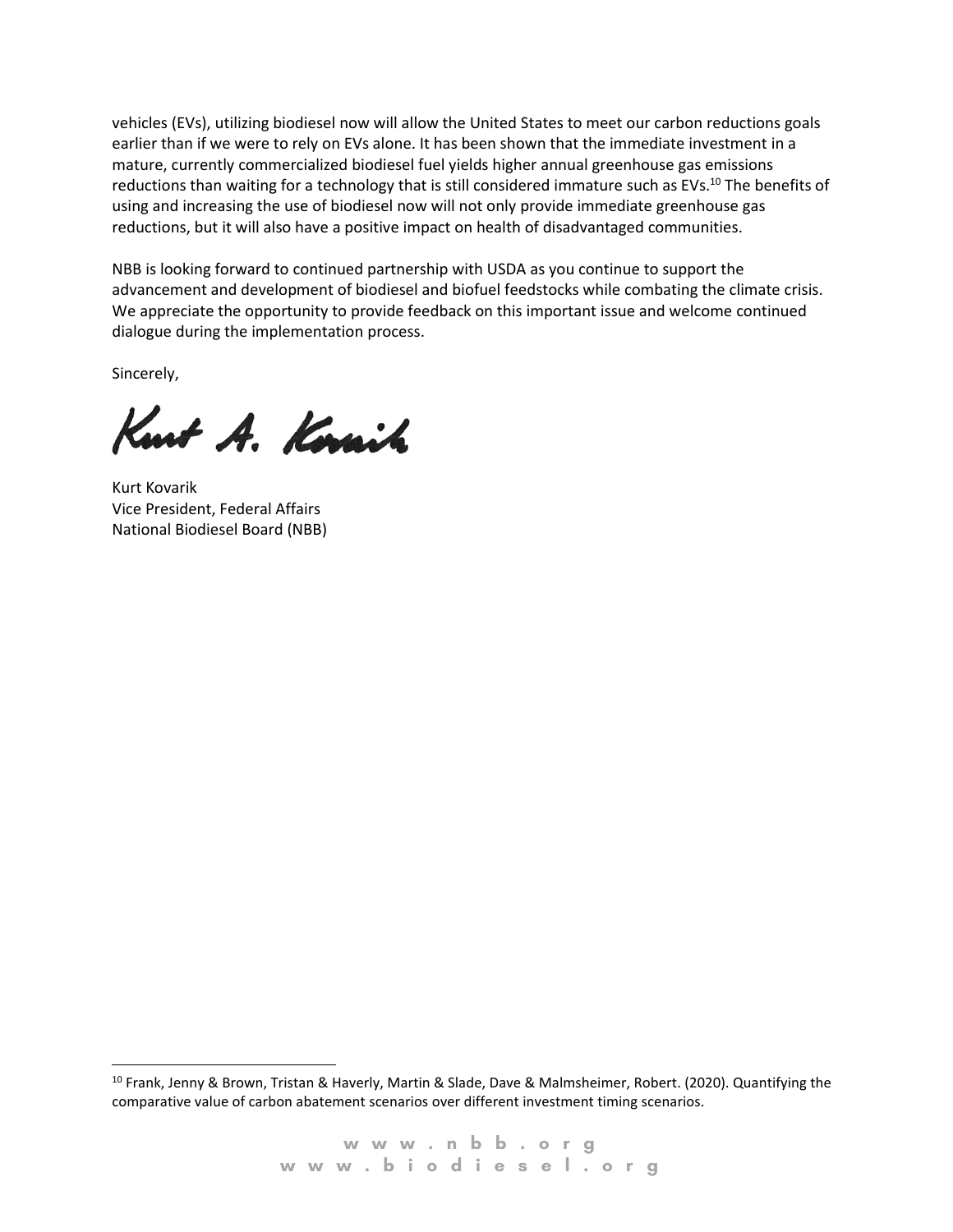vehicles (EVs), utilizing biodiesel now will allow the United States to meet our carbon reductions goals earlier than if we were to rely on EVs alone. It has been shown that the immediate investment in a mature, currently commercialized biodiesel fuel yields higher annual greenhouse gas emissions reductions than waiting for a technology that is still considered immature such as EVs.[10] The benefits of using and increasing the use of biodiesel now will not only provide immediate greenhouse gas reductions, but it will also have a positive impact on health of disadvantaged communities.

NBB is looking forward to continued partnership with USDA as you continue to support the advancement and development of biodiesel and biofuel feedstocks while combating the climate crisis. We appreciate the opportunity to provide feedback on this important issue and welcome continued dialogue during the implementation process.

Sincerely,

Kurt A. Kovarik

Kurt Kovarik
Vice President, Federal Affairs
National Biodiesel Board (NBB)

---

[10] Frank, Jenny & Brown, Tristan & Haverly, Martin & Slade, Dave & Malmsheimer, Robert. (2020). Quantifying the comparative value of carbon abatement scenarios over different investment timing scenarios.

www.nbb.org
www.biodiesel.org